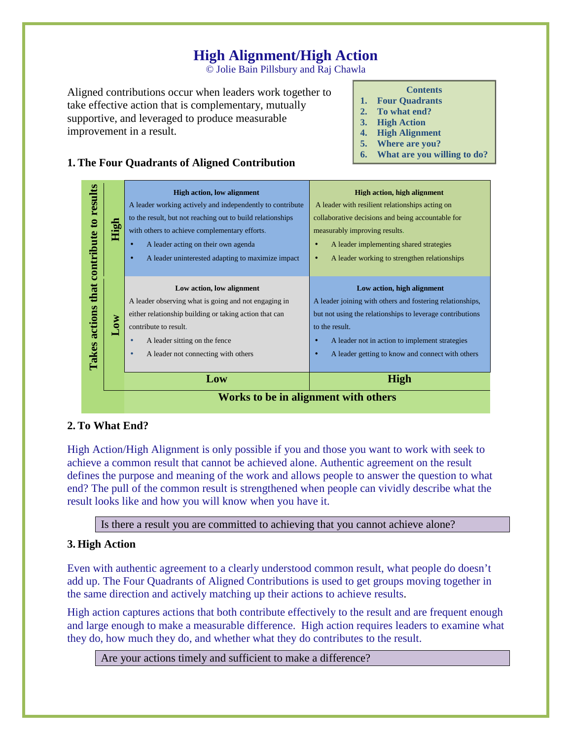# High Alignment/High Action

© Jolie Bain Pillsbury and Raj Chawla

Aligned contributions occur when leaders work together to take effective action that is complementary, mutually supportive, and leveraged to produce measurable improvement in a result.

**Contents**
1. **Four Quadrants**
2. **To what end?**
3. **High Action**
4. **High Alignment**
5. **Where are you?**
6. **What are you willing to do?**

## 1. The Four Quadrants of Aligned Contribution

| Takes actions that contribute to results | Low (Works to be in alignment with others) | High (Works to be in alignment with others) |
| --- | --- | --- |
| **High** | **High action, low alignment**<br>A leader working actively and independently to contribute to the result, but not reaching out to build relationships with others to achieve complementary efforts.<br>• A leader acting on their own agenda<br>• A leader uninterested adapting to maximize impact | **High action, high alignment**<br>A leader with resilient relationships acting on collaborative decisions and being accountable for measurably improving results.<br>• A leader implementing shared strategies<br>• A leader working to strengthen relationships |
| **Low** | **Low action, low alignment**<br>A leader observing what is going and not engaging in either relationship building or taking action that can contribute to result.<br>• A leader sitting on the fence<br>• A leader not connecting with others | **Low action, high alignment**<br>A leader joining with others and fostering relationships, but not using the relationships to leverage contributions to the result.<br>• A leader not in action to implement strategies<br>• A leader getting to know and connect with others |

## 2. To What End?

High Action/High Alignment is only possible if you and those you want to work with seek to achieve a common result that cannot be achieved alone. Authentic agreement on the result defines the purpose and meaning of the work and allows people to answer the question to what end? The pull of the common result is strengthened when people can vividly describe what the result looks like and how you will know when you have it.

> Is there a result you are committed to achieving that you cannot achieve alone?

## 3. High Action

Even with authentic agreement to a clearly understood common result, what people do doesn't add up. The Four Quadrants of Aligned Contributions is used to get groups moving together in the same direction and actively matching up their actions to achieve results.

High action captures actions that both contribute effectively to the result and are frequent enough and large enough to make a measurable difference. High action requires leaders to examine what they do, how much they do, and whether what they do contributes to the result.

> Are your actions timely and sufficient to make a difference?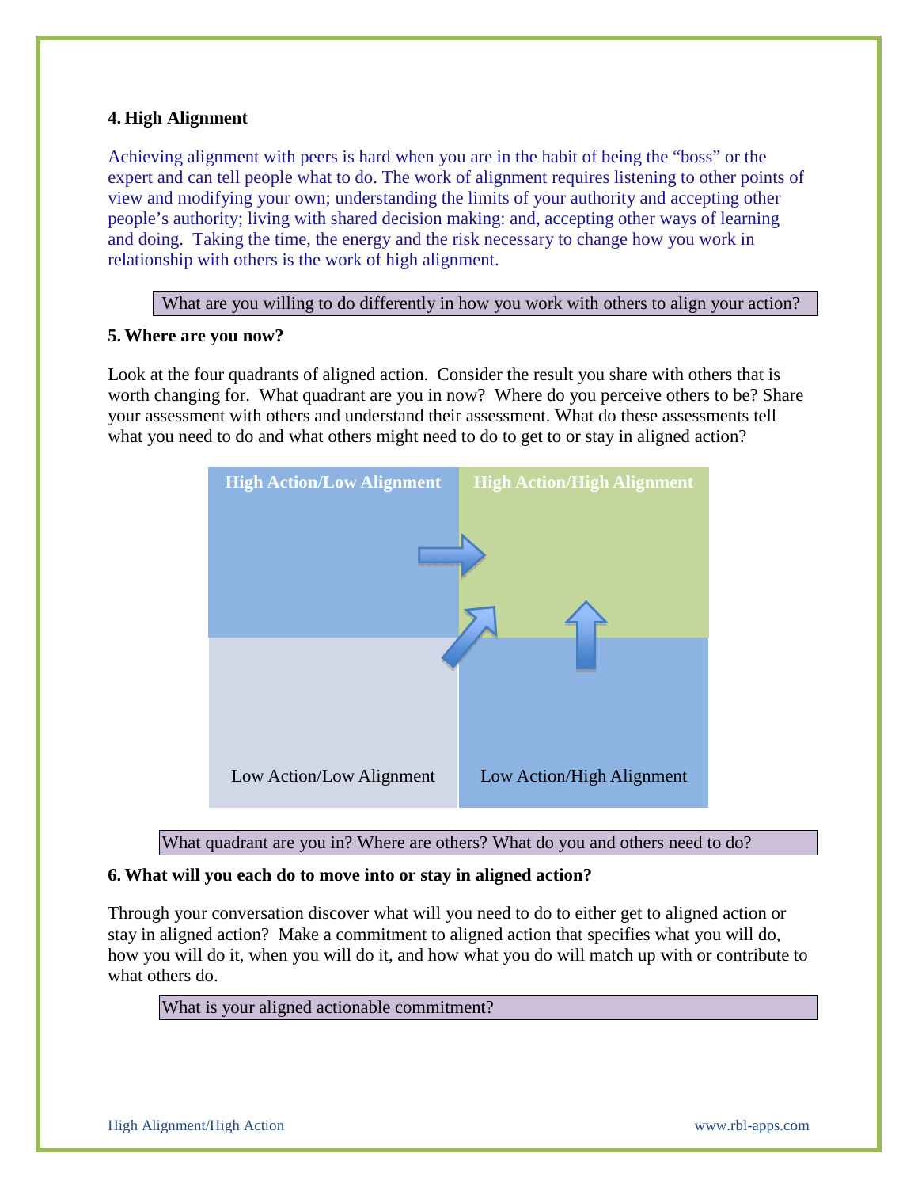#### 4. High Alignment

Achieving alignment with peers is hard when you are in the habit of being the “boss” or the expert and can tell people what to do. The work of alignment requires listening to other points of view and modifying your own; understanding the limits of your authority and accepting other people’s authority; living with shared decision making: and, accepting other ways of learning and doing. Taking the time, the energy and the risk necessary to change how you work in relationship with others is the work of high alignment.

What are you willing to do differently in how you work with others to align your action?

#### 5. Where are you now?

Look at the four quadrants of aligned action. Consider the result you share with others that is worth changing for. What quadrant are you in now? Where do you perceive others to be? Share your assessment with others and understand their assessment. What do these assessments tell what you need to do and what others might need to do to get to or stay in aligned action?

High Action/Low Alignment

High Action/High Alignment

Low Action/Low Alignment

Low Action/High Alignment

What quadrant are you in? Where are others? What do you and others need to do?

#### 6. What will you each do to move into or stay in aligned action?

Through your conversation discover what will you need to do to either get to aligned action or stay in aligned action? Make a commitment to aligned action that specifies what you will do, how you will do it, when you will do it, and how what you do will match up with or contribute to what others do.

What is your aligned actionable commitment?